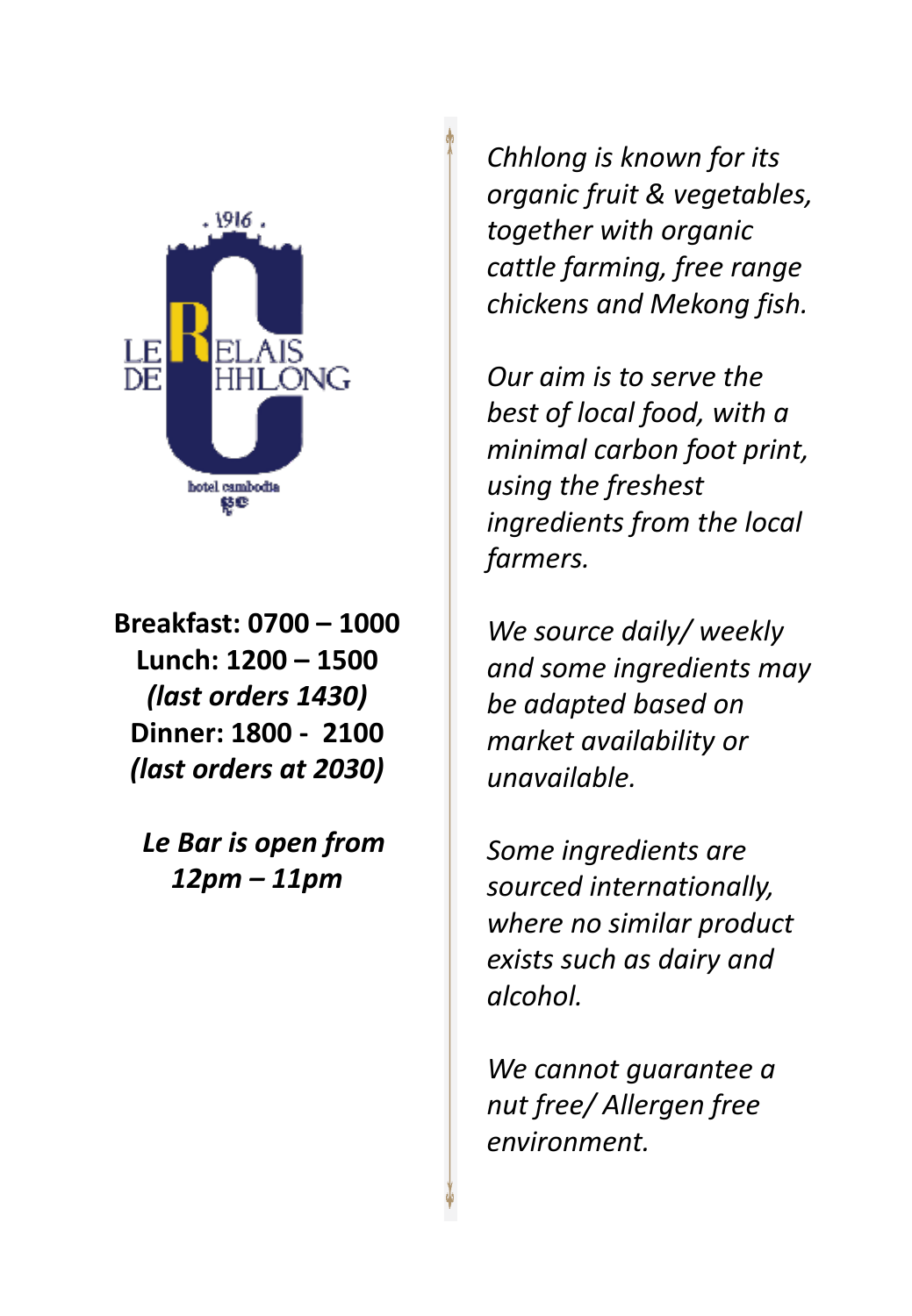LE RELAIS DE CHHLONG

· 1916 ·

hotel cambodia

**Breakfast: 0700 – 1000**
**Lunch: 1200 – 1500**
***(last orders 1430)***
**Dinner: 1800 - 2100**
***(last orders at 2030)***

***Le Bar is open from 12pm – 11pm***

*Chhlong is known for its organic fruit & vegetables, together with organic cattle farming, free range chickens and Mekong fish.*

*Our aim is to serve the best of local food, with a minimal carbon foot print, using the freshest ingredients from the local farmers.*

*We source daily/ weekly and some ingredients may be adapted based on market availability or unavailable.*

*Some ingredients are sourced internationally, where no similar product exists such as dairy and alcohol.*

*We cannot guarantee a nut free/ Allergen free environment.*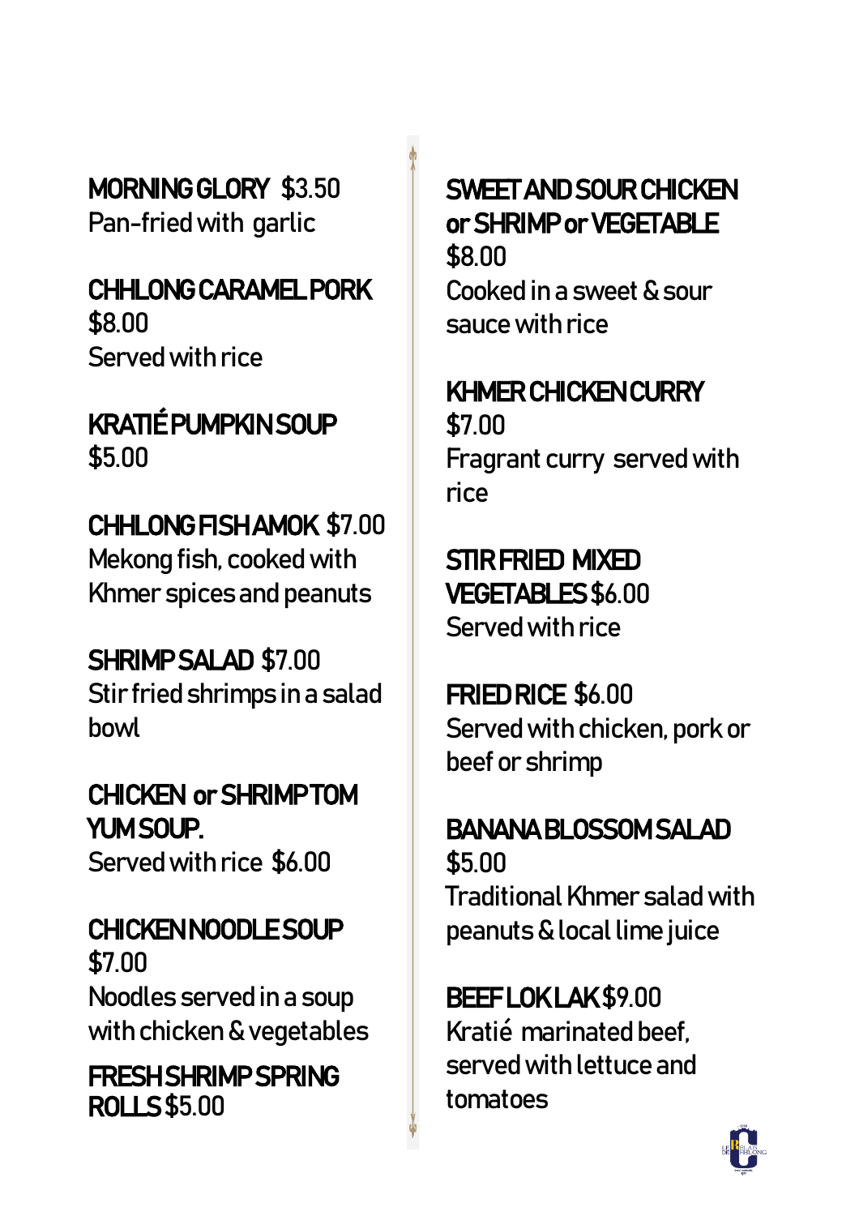**MORNING GLORY** $3.50
Pan-fried with garlic

**CHHLONG CARAMEL PORK**
$8.00
Served with rice

**KRATIÉ PUMPKIN SOUP**
$5.00

**CHHLONG FISH AMOK** $7.00
Mekong fish, cooked with Khmer spices and peanuts

**SHRIMP SALAD** $7.00
Stir fried shrimps in a salad bowl

**CHICKEN or SHRIMP TOM YUM SOUP.**
Served with rice $6.00

**CHICKEN NOODLE SOUP**
$7.00
Noodles served in a soup with chicken & vegetables

**FRESH SHRIMP SPRING ROLLS** $5.00

**SWEET AND SOUR CHICKEN or SHRIMP or VEGETABLE**
$8.00
Cooked in a sweet & sour sauce with rice

**KHMER CHICKEN CURRY**
$7.00
Fragrant curry served with rice

**STIR FRIED MIXED VEGETABLES** $6.00
Served with rice

**FRIED RICE** $6.00
Served with chicken, pork or beef or shrimp

**BANANA BLOSSOM SALAD**
$5.00
Traditional Khmer salad with peanuts & local lime juice

**BEEF LOK LAK** $9.00
Kratié marinated beef, served with lettuce and tomatoes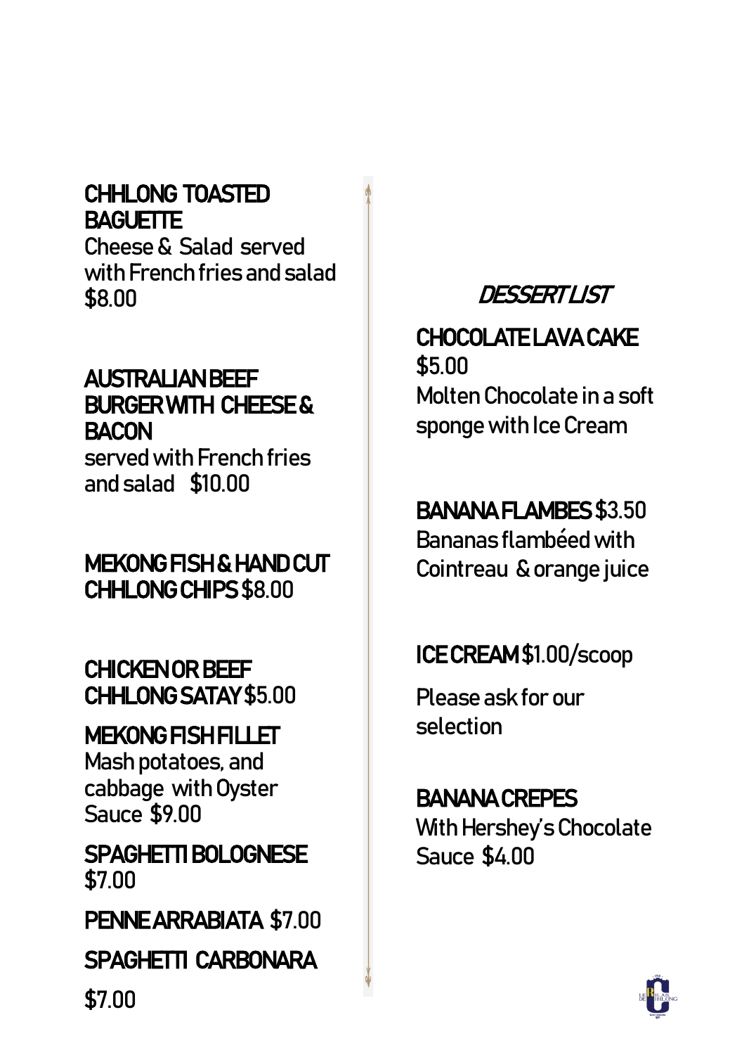**CHHLONG TOASTED BAGUETTE**
Cheese & Salad served with French fries and salad
$8.00

**AUSTRALIAN BEEF BURGER WITH CHEESE & BACON**
served with French fries and salad $10.00

**MEKONG FISH & HAND CUT CHHLONG CHIPS** $8.00

**CHICKEN OR BEEF CHHLONG SATAY** $5.00

**MEKONG FISH FILLET**
Mash potatoes, and cabbage with Oyster Sauce $9.00

**SPAGHETTI BOLOGNESE**
$7.00

**PENNE ARRABIATA** $7.00

**SPAGHETTI CARBONARA**

$7.00

## *DESSERT LIST*

**CHOCOLATE LAVA CAKE**
$5.00
Molten Chocolate in a soft sponge with Ice Cream

**BANANA FLAMBES** $3.50
Bananas flambéed with Cointreau & orange juice

**ICE CREAM** $1.00/scoop

Please ask for our selection

**BANANA CREPES**
With Hershey's Chocolate Sauce $4.00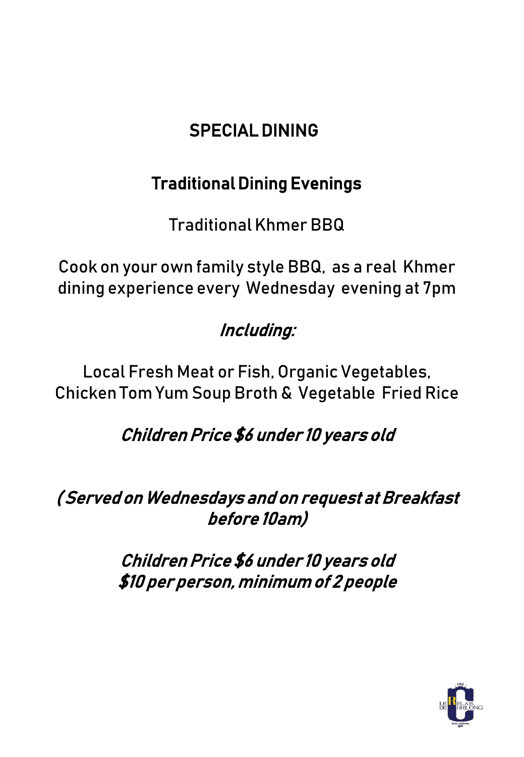# SPECIAL DINING

## Traditional Dining Evenings

Traditional Khmer BBQ

Cook on your own family style BBQ, as a real Khmer dining experience every Wednesday evening at 7pm

***Including:***

Local Fresh Meat or Fish, Organic Vegetables, Chicken Tom Yum Soup Broth & Vegetable Fried Rice

***Children Price $6 under 10 years old***

***( Served on Wednesdays and on request at Breakfast before 10am)***

***Children Price $6 under 10 years old***
***$10 per person, minimum of 2 people***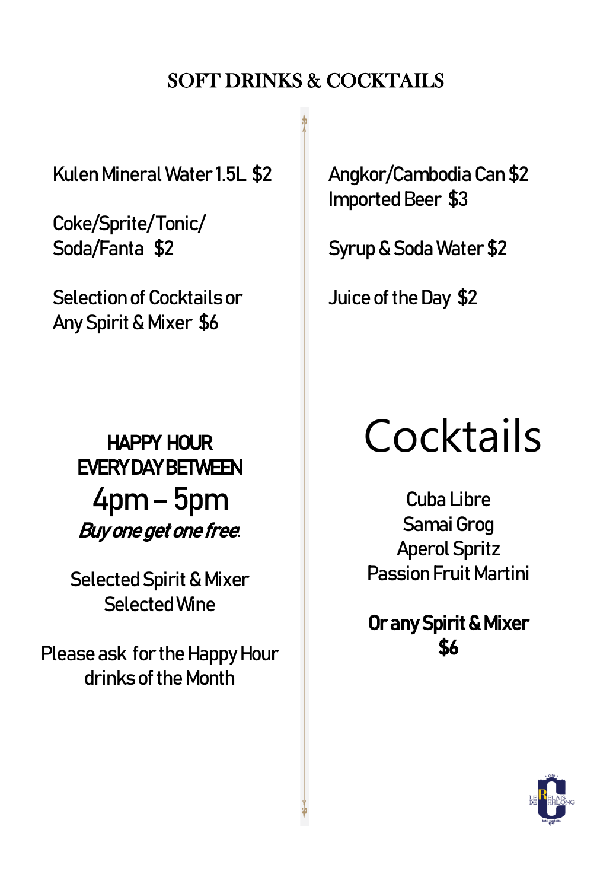# SOFT DRINKS & COCKTAILS

Kulen Mineral Water 1.5L $2

Coke/Sprite/Tonic/ Soda/Fanta $2

Selection of Cocktails or Any Spirit & Mixer $6

Angkor/Cambodia Can $2
Imported Beer $3

Syrup & Soda Water $2

Juice of the Day $2

**HAPPY HOUR EVERY DAY BETWEEN**

4pm – 5pm

***Buy one get one free.***

Selected Spirit & Mixer
Selected Wine

Please ask for the Happy Hour drinks of the Month

## Cocktails

Cuba Libre
Samai Grog
Aperol Spritz
Passion Fruit Martini

**Or any Spirit & Mixer $6**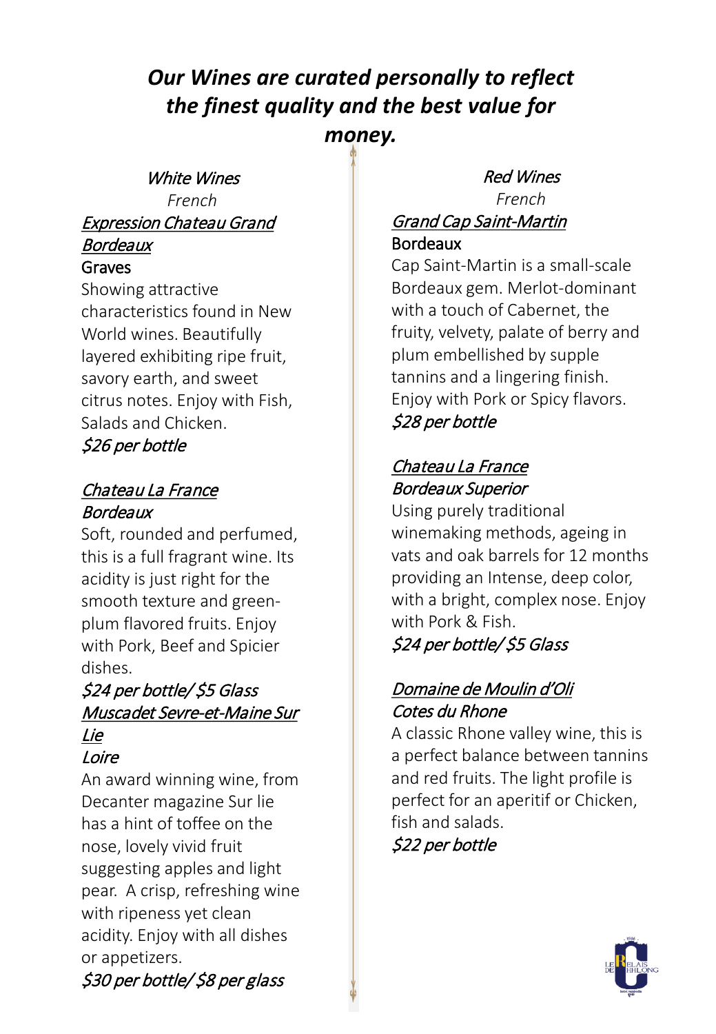# *Our Wines are curated personally to reflect the finest quality and the best value for money.*

## *White Wines*

*French*

### *Expression Chateau Grand Bordeaux*

**Graves**

Showing attractive characteristics found in New World wines. Beautifully layered exhibiting ripe fruit, savory earth, and sweet citrus notes. Enjoy with Fish, Salads and Chicken.

*$26 per bottle*

### *Chateau La France*

*Bordeaux*

Soft, rounded and perfumed, this is a full fragrant wine. Its acidity is just right for the smooth texture and green-plum flavored fruits. Enjoy with Pork, Beef and Spicier dishes.

*$24 per bottle/ $5 Glass*

### *Muscadet Sevre-et-Maine Sur Lie*

*Loire*

An award winning wine, from Decanter magazine Sur lie has a hint of toffee on the nose, lovely vivid fruit suggesting apples and light pear. A crisp, refreshing wine with ripeness yet clean acidity. Enjoy with all dishes or appetizers.

*$30 per bottle/ $8 per glass*

## *Red Wines*

*French*

### *Grand Cap Saint-Martin*

**Bordeaux**

Cap Saint-Martin is a small-scale Bordeaux gem. Merlot-dominant with a touch of Cabernet, the fruity, velvety, palate of berry and plum embellished by supple tannins and a lingering finish. Enjoy with Pork or Spicy flavors.

*$28 per bottle*

### *Chateau La France*

*Bordeaux Superior*

Using purely traditional winemaking methods, ageing in vats and oak barrels for 12 months providing an Intense, deep color, with a bright, complex nose. Enjoy with Pork & Fish.

*$24 per bottle/ $5 Glass*

### *Domaine de Moulin d'Oli*

*Cotes du Rhone*

A classic Rhone valley wine, this is a perfect balance between tannins and red fruits. The light profile is perfect for an aperitif or Chicken, fish and salads.

*$22 per bottle*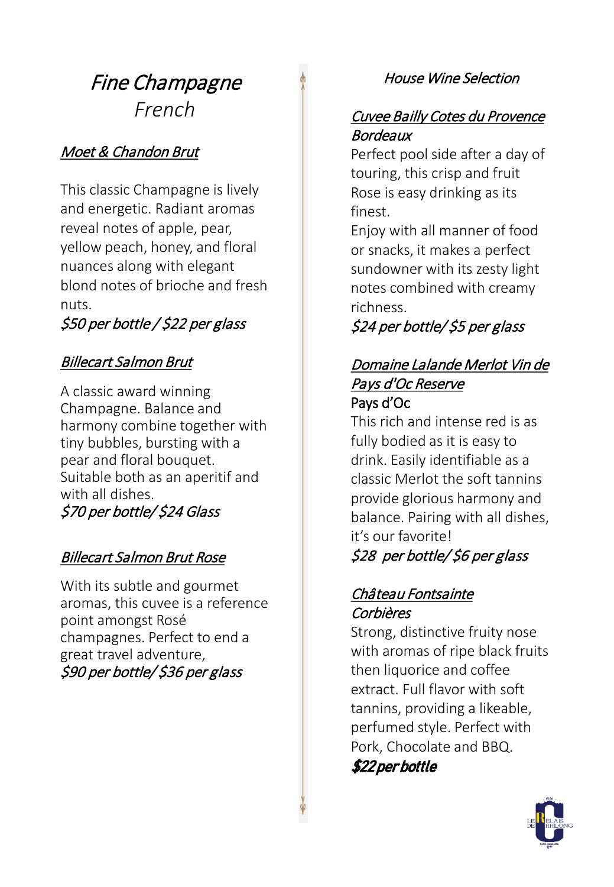# *Fine Champagne*

## *French*

### *Moet & Chandon Brut*

This classic Champagne is lively and energetic. Radiant aromas reveal notes of apple, pear, yellow peach, honey, and floral nuances along with elegant blond notes of brioche and fresh nuts.

*$50 per bottle / $22 per glass*

### *Billecart Salmon Brut*

A classic award winning Champagne. Balance and harmony combine together with tiny bubbles, bursting with a pear and floral bouquet. Suitable both as an aperitif and with all dishes.

*$70 per bottle/ $24 Glass*

### *Billecart Salmon Brut Rose*

With its subtle and gourmet aromas, this cuvee is a reference point amongst Rosé champagnes. Perfect to end a great travel adventure,

*$90 per bottle/ $36 per glass*

## *House Wine Selection*

### *Cuvee Bailly Cotes du Provence*

*Bordeaux*

Perfect pool side after a day of touring, this crisp and fruit Rose is easy drinking as its finest.

Enjoy with all manner of food or snacks, it makes a perfect sundowner with its zesty light notes combined with creamy richness.

*$24 per bottle/ $5 per glass*

### *Domaine Lalande Merlot Vin de Pays d'Oc Reserve*

Pays d'Oc

This rich and intense red is as fully bodied as it is easy to drink. Easily identifiable as a classic Merlot the soft tannins provide glorious harmony and balance. Pairing with all dishes, it's our favorite!

*$28 per bottle/ $6 per glass*

### *Château Fontsainte*

*Corbières*

Strong, distinctive fruity nose with aromas of ripe black fruits then liquorice and coffee extract. Full flavor with soft tannins, providing a likeable, perfumed style. Perfect with Pork, Chocolate and BBQ.

***$22 per bottle***